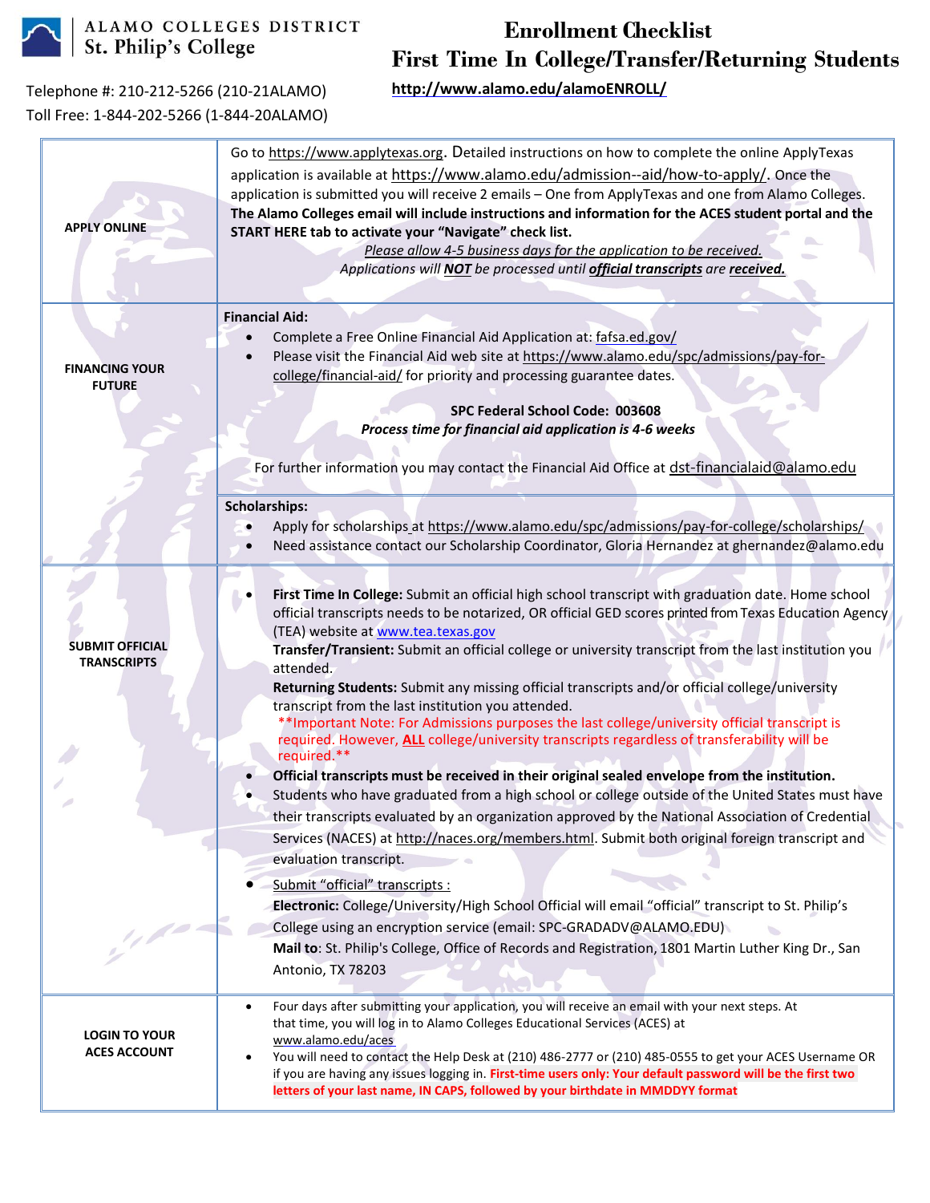ALAMO COLLEGES DISTRICT
St. Philip's College

Telephone #: 210-212-5266 (210-21ALAMO)
Toll Free: 1-844-202-5266 (1-844-20ALAMO)

# Enrollment Checklist

## First Time In College/Transfer/Returning Students

**http://www.alamo.edu/alamoENROLL/**

| | |
|---|---|
| **APPLY ONLINE** | Go to https://www.applytexas.org. Detailed instructions on how to complete the online ApplyTexas application is available at https://www.alamo.edu/admission--aid/how-to-apply/. Once the application is submitted you will receive 2 emails – One from ApplyTexas and one from Alamo Colleges. **The Alamo Colleges email will include instructions and information for the ACES student portal and the START HERE tab to activate your "Navigate" check list.**<br>*Please allow 4-5 business days for the application to be received.*<br>*Applications will **NOT** be processed until **official transcripts** are **received.*** |
| **FINANCING YOUR FUTURE** | **Financial Aid:**<br>• Complete a Free Online Financial Aid Application at: fafsa.ed.gov/<br>• Please visit the Financial Aid web site at https://www.alamo.edu/spc/admissions/pay-for-college/financial-aid/ for priority and processing guarantee dates.<br>**SPC Federal School Code: 003608**<br>***Process time for financial aid application is 4-6 weeks***<br>For further information you may contact the Financial Aid Office at dst-financialaid@alamo.edu<br><br>**Scholarships:**<br>• Apply for scholarships at https://www.alamo.edu/spc/admissions/pay-for-college/scholarships/<br>• Need assistance contact our Scholarship Coordinator, Gloria Hernandez at ghernandez@alamo.edu |
| **SUBMIT OFFICIAL TRANSCRIPTS** | • **First Time In College:** Submit an official high school transcript with graduation date. Home school official transcripts needs to be notarized, OR official GED scores printed from Texas Education Agency (TEA) website at www.tea.texas.gov<br>**Transfer/Transient:** Submit an official college or university transcript from the last institution you attended.<br>**Returning Students:** Submit any missing official transcripts and/or official college/university transcript from the last institution you attended.<br>**Important Note: For Admissions purposes the last college/university official transcript is required. However, **ALL** college/university transcripts regardless of transferability will be required.**<br>• **Official transcripts must be received in their original sealed envelope from the institution.**<br>• Students who have graduated from a high school or college outside of the United States must have their transcripts evaluated by an organization approved by the National Association of Credential Services (NACES) at http://naces.org/members.html. Submit both original foreign transcript and evaluation transcript.<br>• Submit "official" transcripts :<br>**Electronic:** College/University/High School Official will email "official" transcript to St. Philip's College using an encryption service (email: SPC-GRADADV@ALAMO.EDU)<br>**Mail to**: St. Philip's College, Office of Records and Registration, 1801 Martin Luther King Dr., San Antonio, TX 78203 |
| **LOGIN TO YOUR ACES ACCOUNT** | • Four days after submitting your application, you will receive an email with your next steps. At that time, you will log in to Alamo Colleges Educational Services (ACES) at www.alamo.edu/aces<br>• You will need to contact the Help Desk at (210) 486-2777 or (210) 485-0555 to get your ACES Username OR if you are having any issues logging in. **First-time users only: Your default password will be the first two letters of your last name, IN CAPS, followed by your birthdate in MMDDYY format** |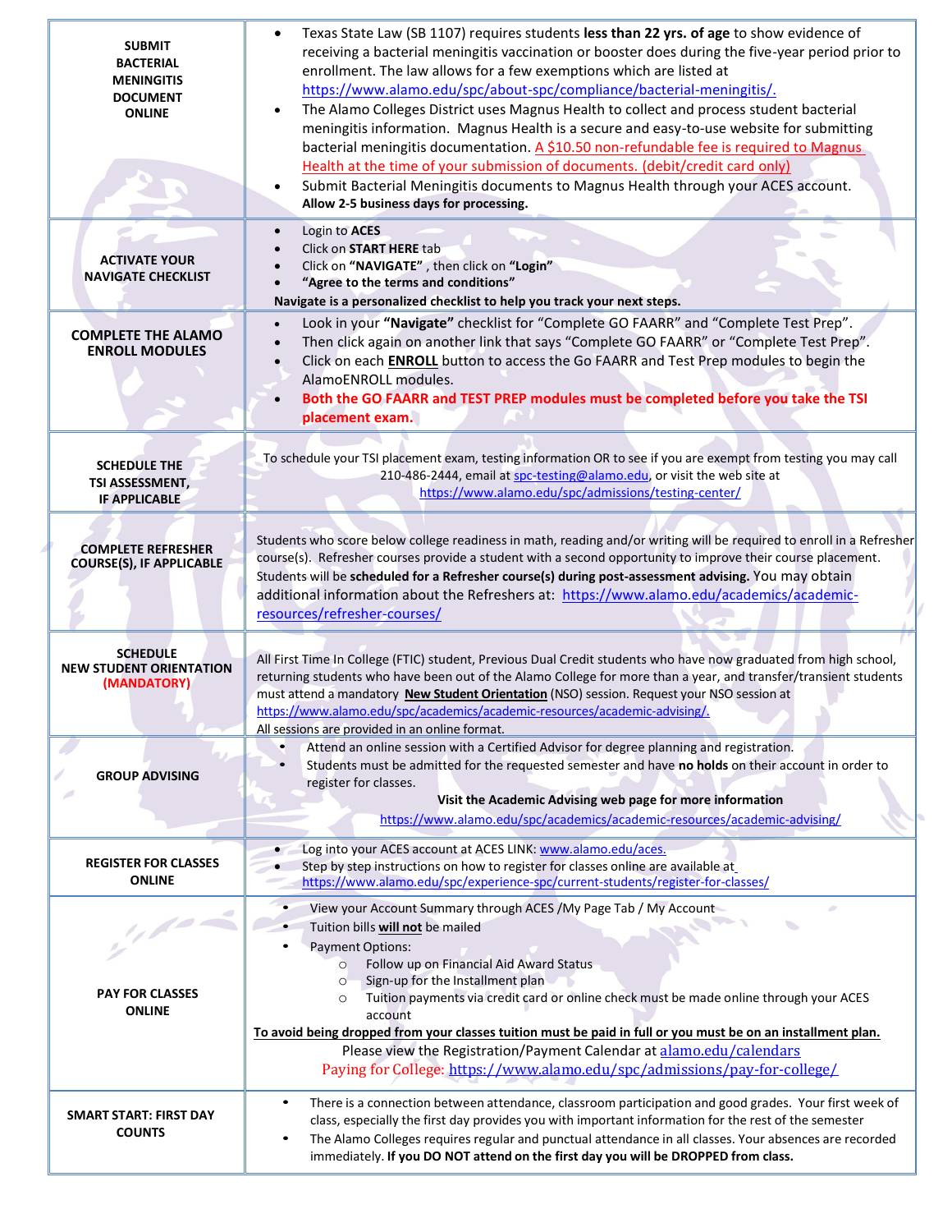| | |
|---|---|
| **SUBMIT BACTERIAL MENINGITIS DOCUMENT ONLINE** | • Texas State Law (SB 1107) requires students **less than 22 yrs. of age** to show evidence of receiving a bacterial meningitis vaccination or booster does during the five-year period prior to enrollment. The law allows for a few exemptions which are listed at https://www.alamo.edu/spc/about-spc/compliance/bacterial-meningitis/.<br>• The Alamo Colleges District uses Magnus Health to collect and process student bacterial meningitis information. Magnus Health is a secure and easy-to-use website for submitting bacterial meningitis documentation. A $10.50 non-refundable fee is required to Magnus Health at the time of your submission of documents. (debit/credit card only)<br>• Submit Bacterial Meningitis documents to Magnus Health through your ACES account. **Allow 2-5 business days for processing.** |
| **ACTIVATE YOUR NAVIGATE CHECKLIST** | • Login to **ACES**<br>• Click on **START HERE** tab<br>• Click on **"NAVIGATE"** , then click on **"Login"**<br>• **"Agree to the terms and conditions"**<br>**Navigate is a personalized checklist to help you track your next steps.** |
| **COMPLETE THE ALAMO ENROLL MODULES** | • Look in your **"Navigate"** checklist for "Complete GO FAARR" and "Complete Test Prep".<br>• Then click again on another link that says "Complete GO FAARR" or "Complete Test Prep".<br>• Click on each **ENROLL** button to access the Go FAARR and Test Prep modules to begin the AlamoENROLL modules.<br>• **Both the GO FAARR and TEST PREP modules must be completed before you take the TSI placement exam.** |
| **SCHEDULE THE TSI ASSESSMENT, IF APPLICABLE** | To schedule your TSI placement exam, testing information OR to see if you are exempt from testing you may call 210-486-2444, email at spc-testing@alamo.edu, or visit the web site at https://www.alamo.edu/spc/admissions/testing-center/ |
| **COMPLETE REFRESHER COURSE(S), IF APPLICABLE** | Students who score below college readiness in math, reading and/or writing will be required to enroll in a Refresher course(s). Refresher courses provide a student with a second opportunity to improve their course placement. Students will be **scheduled for a Refresher course(s) during post-assessment advising.** You may obtain additional information about the Refreshers at: https://www.alamo.edu/academics/academic-resources/refresher-courses/ |
| **SCHEDULE NEW STUDENT ORIENTATION (MANDATORY)** | All First Time In College (FTIC) student, Previous Dual Credit students who have now graduated from high school, returning students who have been out of the Alamo College for more than a year, and transfer/transient students must attend a mandatory **New Student Orientation** (NSO) session. Request your NSO session at https://www.alamo.edu/spc/academics/academic-resources/academic-advising/.<br>All sessions are provided in an online format. |
| **GROUP ADVISING** | • Attend an online session with a Certified Advisor for degree planning and registration.<br>• Students must be admitted for the requested semester and have **no holds** on their account in order to register for classes.<br>**Visit the Academic Advising web page for more information**<br>https://www.alamo.edu/spc/academics/academic-resources/academic-advising/ |
| **REGISTER FOR CLASSES ONLINE** | • Log into your ACES account at ACES LINK: www.alamo.edu/aces.<br>• Step by step instructions on how to register for classes online are available at https://www.alamo.edu/spc/experience-spc/current-students/register-for-classes/ |
| **PAY FOR CLASSES ONLINE** | • View your Account Summary through ACES /My Page Tab / My Account<br>• Tuition bills **will not** be mailed<br>• Payment Options:<br>  ○ Follow up on Financial Aid Award Status<br>  ○ Sign-up for the Installment plan<br>  ○ Tuition payments via credit card or online check must be made online through your ACES account<br>**To avoid being dropped from your classes tuition must be paid in full or you must be on an installment plan.**<br>Please view the Registration/Payment Calendar at alamo.edu/calendars<br>Paying for College: https://www.alamo.edu/spc/admissions/pay-for-college/ |
| **SMART START: FIRST DAY COUNTS** | • There is a connection between attendance, classroom participation and good grades. Your first week of class, especially the first day provides you with important information for the rest of the semester<br>• The Alamo Colleges requires regular and punctual attendance in all classes. Your absences are recorded immediately. **If you DO NOT attend on the first day you will be DROPPED from class.** |